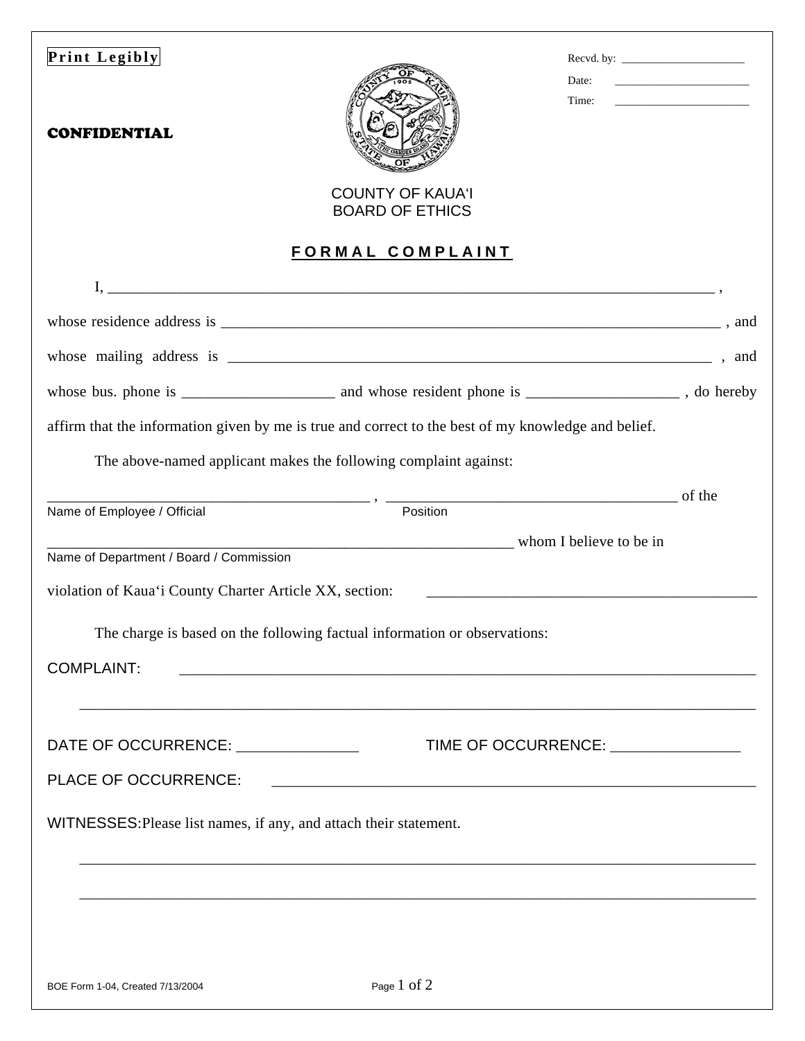**Print Legibly**

Recvd. by: ______________________

Date: ______________________

Time: ______________________

**CONFIDENTIAL**

COUNTY OF KAUA'I
BOARD OF ETHICS

# FORMAL COMPLAINT

I, ______________________________________________________________________________ ,

whose residence address is ______________________________________________________________ , and

whose mailing address is ______________________________________________________________ , and

whose bus. phone is ___________________ and whose resident phone is ___________________ , do hereby affirm that the information given by me is true and correct to the best of my knowledge and belief.

The above-named applicant makes the following complaint against:

__________________________________________ , ______________________________________ of the
Name of Employee / Official — Position

____________________________________________________________ whom I believe to be in
Name of Department / Board / Commission

violation of Kaua'i County Charter Article XX, section: ___________________________________________

The charge is based on the following factual information or observations:

COMPLAINT: ________________________________________________________________________

________________________________________________________________________________

DATE OF OCCURRENCE: _______________ TIME OF OCCURRENCE: ________________

PLACE OF OCCURRENCE: _______________________________________________________

WITNESSES: Please list names, if any, and attach their statement.

________________________________________________________________________________

________________________________________________________________________________

BOE Form 1-04, Created 7/13/2004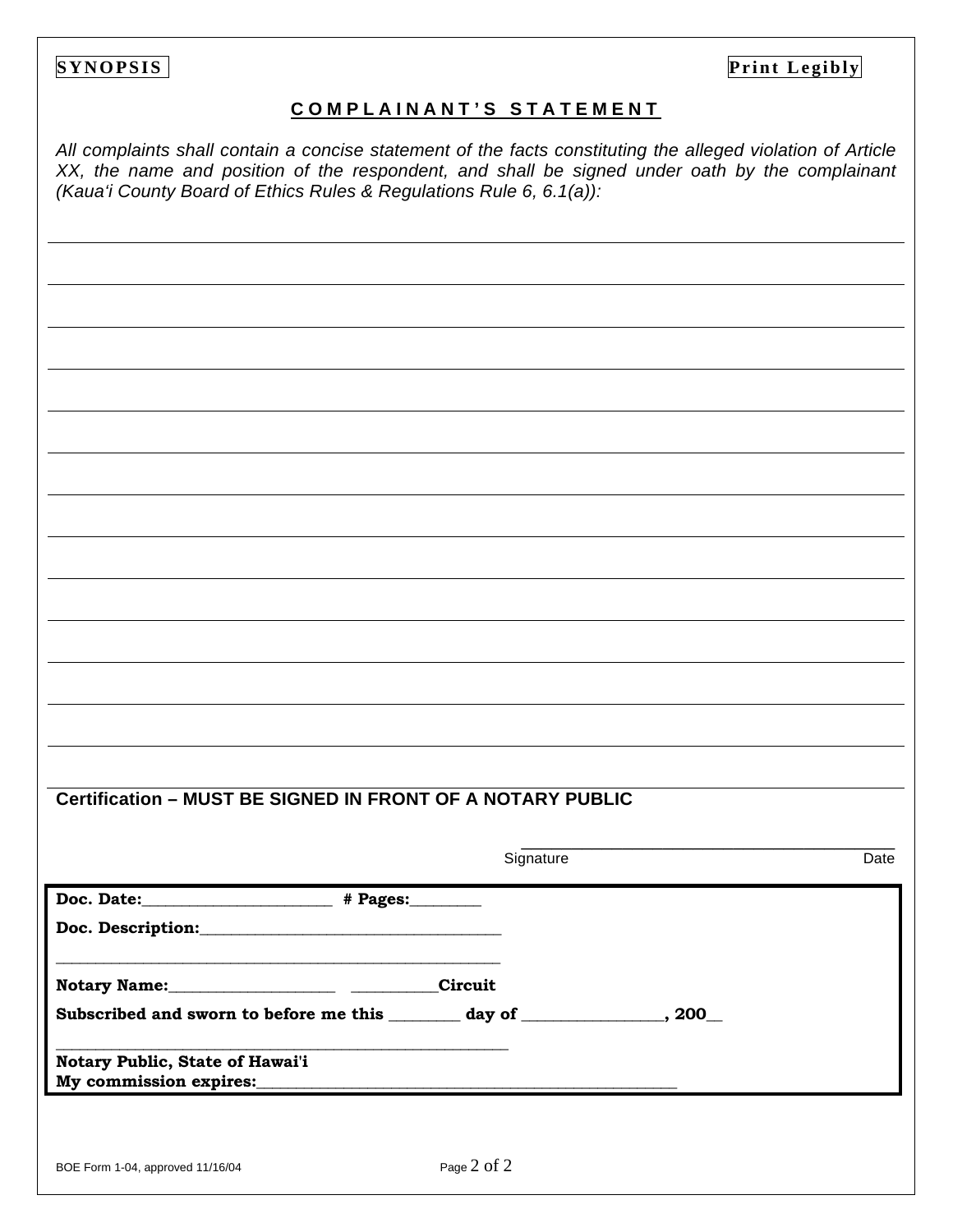SYNOPSIS

Print Legibly

## COMPLAINANT'S STATEMENT

*All complaints shall contain a concise statement of the facts constituting the alleged violation of Article XX, the name and position of the respondent, and shall be signed under oath by the complainant (Kaua'i County Board of Ethics Rules & Regulations Rule 6, 6.1(a)):*

**Certification – MUST BE SIGNED IN FRONT OF A NOTARY PUBLIC**

Signature ________________________________________ Date

**Doc. Date:**______________________ **# Pages:**________

**Doc. Description:**___________________________________

_______________________________________________________

**Notary Name:**___________________ __________**Circuit**

**Subscribed and sworn to before me this** ________ **day of** ________________, **200**__

_______________________________________________________

**Notary Public, State of Hawai'i**

**My commission expires:**_______________________________________________

BOE Form 1-04, approved 11/16/04